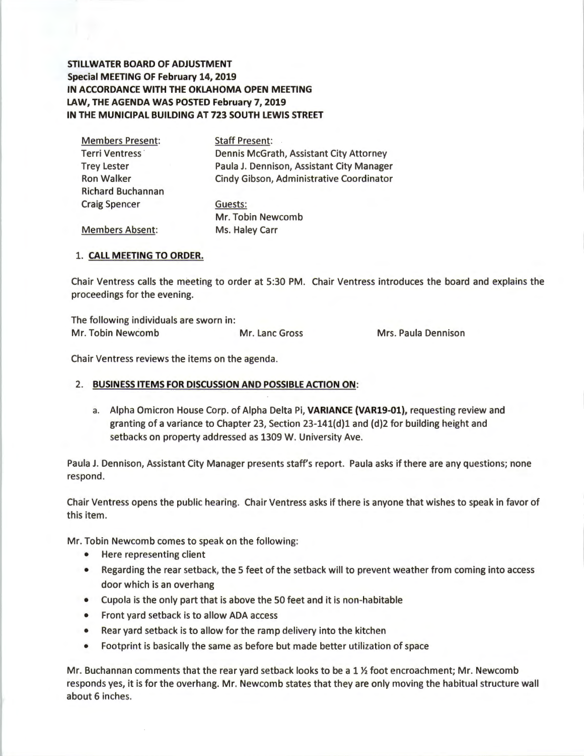**STILLWATER BOARD OF ADJUSTMENT**
**Special MEETING OF February 14, 2019**
**IN ACCORDANCE WITH THE OKLAHOMA OPEN MEETING LAW, THE AGENDA WAS POSTED February 7, 2019**
**IN THE MUNICIPAL BUILDING AT 723 SOUTH LEWIS STREET**

| Members Present: | Staff Present: |
|---|---|
| Terri Ventress | Dennis McGrath, Assistant City Attorney |
| Trey Lester | Paula J. Dennison, Assistant City Manager |
| Ron Walker | Cindy Gibson, Administrative Coordinator |
| Richard Buchannan | |
| Craig Spencer | Guests: |
| | Mr. Tobin Newcomb |
| Members Absent: | Ms. Haley Carr |

1. **CALL MEETING TO ORDER.**

Chair Ventress calls the meeting to order at 5:30 PM. Chair Ventress introduces the board and explains the proceedings for the evening.

The following individuals are sworn in:
Mr. Tobin Newcomb    Mr. Lanc Gross    Mrs. Paula Dennison

Chair Ventress reviews the items on the agenda.

2. **BUSINESS ITEMS FOR DISCUSSION AND POSSIBLE ACTION ON:**

   a. Alpha Omicron House Corp. of Alpha Delta Pi, **VARIANCE (VAR19-01),** requesting review and granting of a variance to Chapter 23, Section 23-141(d)1 and (d)2 for building height and setbacks on property addressed as 1309 W. University Ave.

Paula J. Dennison, Assistant City Manager presents staff's report. Paula asks if there are any questions; none respond.

Chair Ventress opens the public hearing. Chair Ventress asks if there is anyone that wishes to speak in favor of this item.

Mr. Tobin Newcomb comes to speak on the following:

- Here representing client
- Regarding the rear setback, the 5 feet of the setback will to prevent weather from coming into access door which is an overhang
- Cupola is the only part that is above the 50 feet and it is non-habitable
- Front yard setback is to allow ADA access
- Rear yard setback is to allow for the ramp delivery into the kitchen
- Footprint is basically the same as before but made better utilization of space

Mr. Buchannan comments that the rear yard setback looks to be a 1 ½ foot encroachment; Mr. Newcomb responds yes, it is for the overhang. Mr. Newcomb states that they are only moving the habitual structure wall about 6 inches.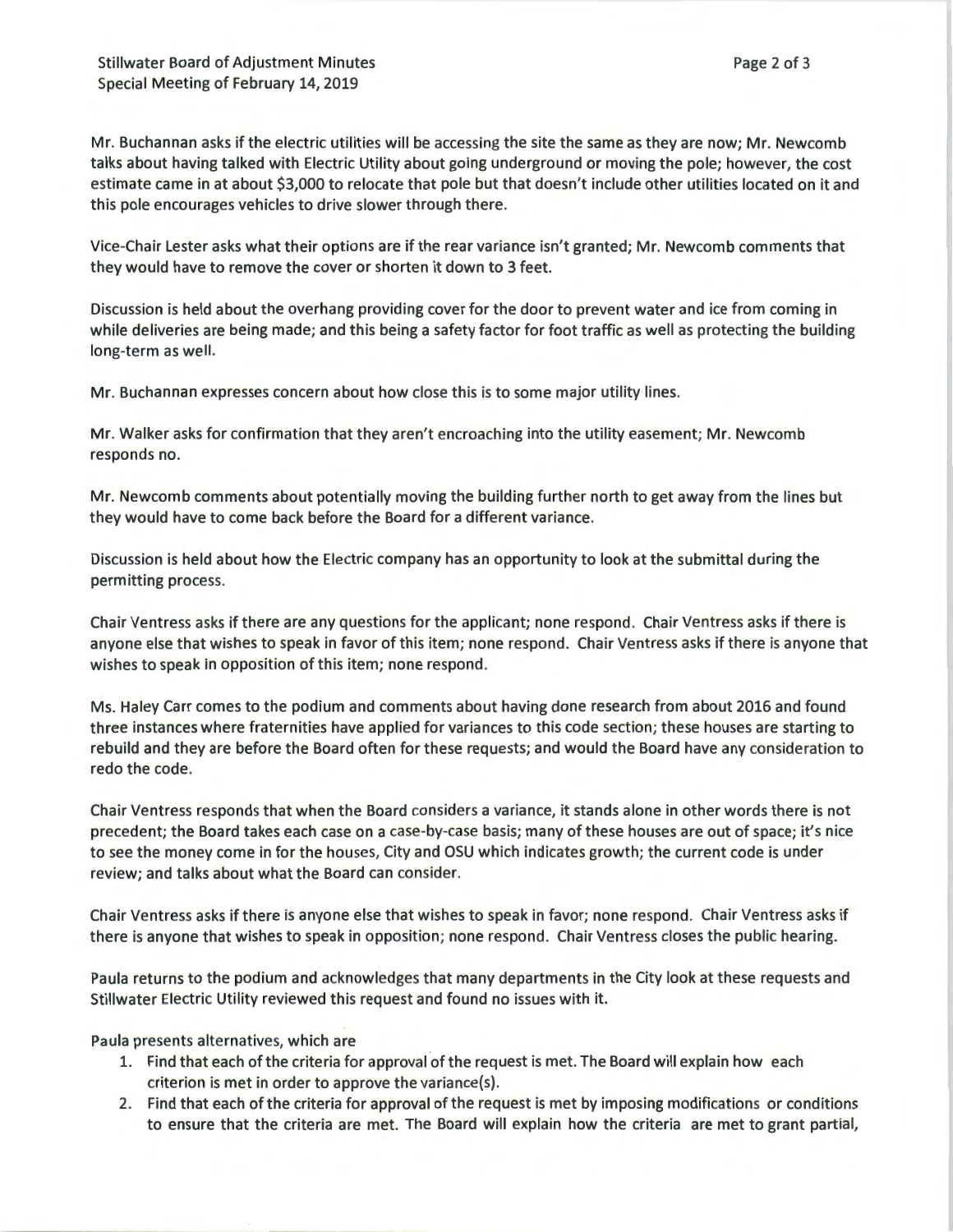Mr. Buchannan asks if the electric utilities will be accessing the site the same as they are now; Mr. Newcomb talks about having talked with Electric Utility about going underground or moving the pole; however, the cost estimate came in at about $3,000 to relocate that pole but that doesn't include other utilities located on it and this pole encourages vehicles to drive slower through there.

Vice-Chair Lester asks what their options are if the rear variance isn't granted; Mr. Newcomb comments that they would have to remove the cover or shorten it down to 3 feet.

Discussion is held about the overhang providing cover for the door to prevent water and ice from coming in while deliveries are being made; and this being a safety factor for foot traffic as well as protecting the building long-term as well.

Mr. Buchannan expresses concern about how close this is to some major utility lines.

Mr. Walker asks for confirmation that they aren't encroaching into the utility easement; Mr. Newcomb responds no.

Mr. Newcomb comments about potentially moving the building further north to get away from the lines but they would have to come back before the Board for a different variance.

Discussion is held about how the Electric company has an opportunity to look at the submittal during the permitting process.

Chair Ventress asks if there are any questions for the applicant; none respond. Chair Ventress asks if there is anyone else that wishes to speak in favor of this item; none respond. Chair Ventress asks if there is anyone that wishes to speak in opposition of this item; none respond.

Ms. Haley Carr comes to the podium and comments about having done research from about 2016 and found three instances where fraternities have applied for variances to this code section; these houses are starting to rebuild and they are before the Board often for these requests; and would the Board have any consideration to redo the code.

Chair Ventress responds that when the Board considers a variance, it stands alone in other words there is not precedent; the Board takes each case on a case-by-case basis; many of these houses are out of space; it's nice to see the money come in for the houses, City and OSU which indicates growth; the current code is under review; and talks about what the Board can consider.

Chair Ventress asks if there is anyone else that wishes to speak in favor; none respond. Chair Ventress asks if there is anyone that wishes to speak in opposition; none respond. Chair Ventress closes the public hearing.

Paula returns to the podium and acknowledges that many departments in the City look at these requests and Stillwater Electric Utility reviewed this request and found no issues with it.

Paula presents alternatives, which are

1. Find that each of the criteria for approval of the request is met. The Board will explain how each criterion is met in order to approve the variance(s).
2. Find that each of the criteria for approval of the request is met by imposing modifications or conditions to ensure that the criteria are met. The Board will explain how the criteria are met to grant partial,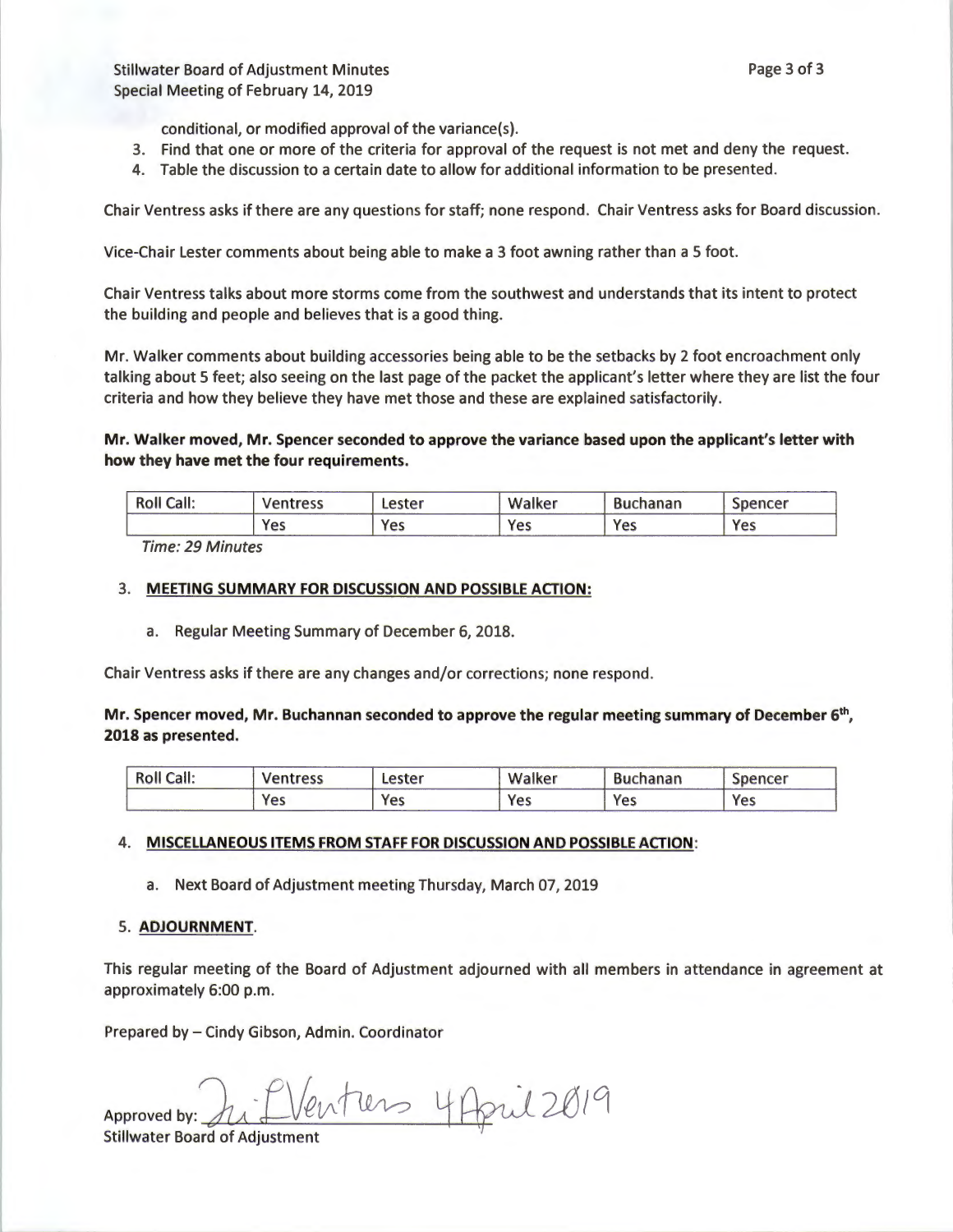conditional, or modified approval of the variance(s).

3. Find that one or more of the criteria for approval of the request is not met and deny the request.
4. Table the discussion to a certain date to allow for additional information to be presented.

Chair Ventress asks if there are any questions for staff; none respond. Chair Ventress asks for Board discussion.

Vice-Chair Lester comments about being able to make a 3 foot awning rather than a 5 foot.

Chair Ventress talks about more storms come from the southwest and understands that its intent to protect the building and people and believes that is a good thing.

Mr. Walker comments about building accessories being able to be the setbacks by 2 foot encroachment only talking about 5 feet; also seeing on the last page of the packet the applicant's letter where they are list the four criteria and how they believe they have met those and these are explained satisfactorily.

**Mr. Walker moved, Mr. Spencer seconded to approve the variance based upon the applicant's letter with how they have met the four requirements.**

| Roll Call: | Ventress | Lester | Walker | Buchanan | Spencer |
|---|---|---|---|---|---|
| | Yes | Yes | Yes | Yes | Yes |

*Time: 29 Minutes*

3. **MEETING SUMMARY FOR DISCUSSION AND POSSIBLE ACTION:**
   a. Regular Meeting Summary of December 6, 2018.

Chair Ventress asks if there are any changes and/or corrections; none respond.

**Mr. Spencer moved, Mr. Buchannan seconded to approve the regular meeting summary of December 6th, 2018 as presented.**

| Roll Call: | Ventress | Lester | Walker | Buchanan | Spencer |
|---|---|---|---|---|---|
| | Yes | Yes | Yes | Yes | Yes |

4. **MISCELLANEOUS ITEMS FROM STAFF FOR DISCUSSION AND POSSIBLE ACTION**:
   a. Next Board of Adjustment meeting Thursday, March 07, 2019

5. **ADJOURNMENT**.

This regular meeting of the Board of Adjustment adjourned with all members in attendance in agreement at approximately 6:00 p.m.

Prepared by – Cindy Gibson, Admin. Coordinator

Approved by: Jn L Ventress 4 April 2019
Stillwater Board of Adjustment